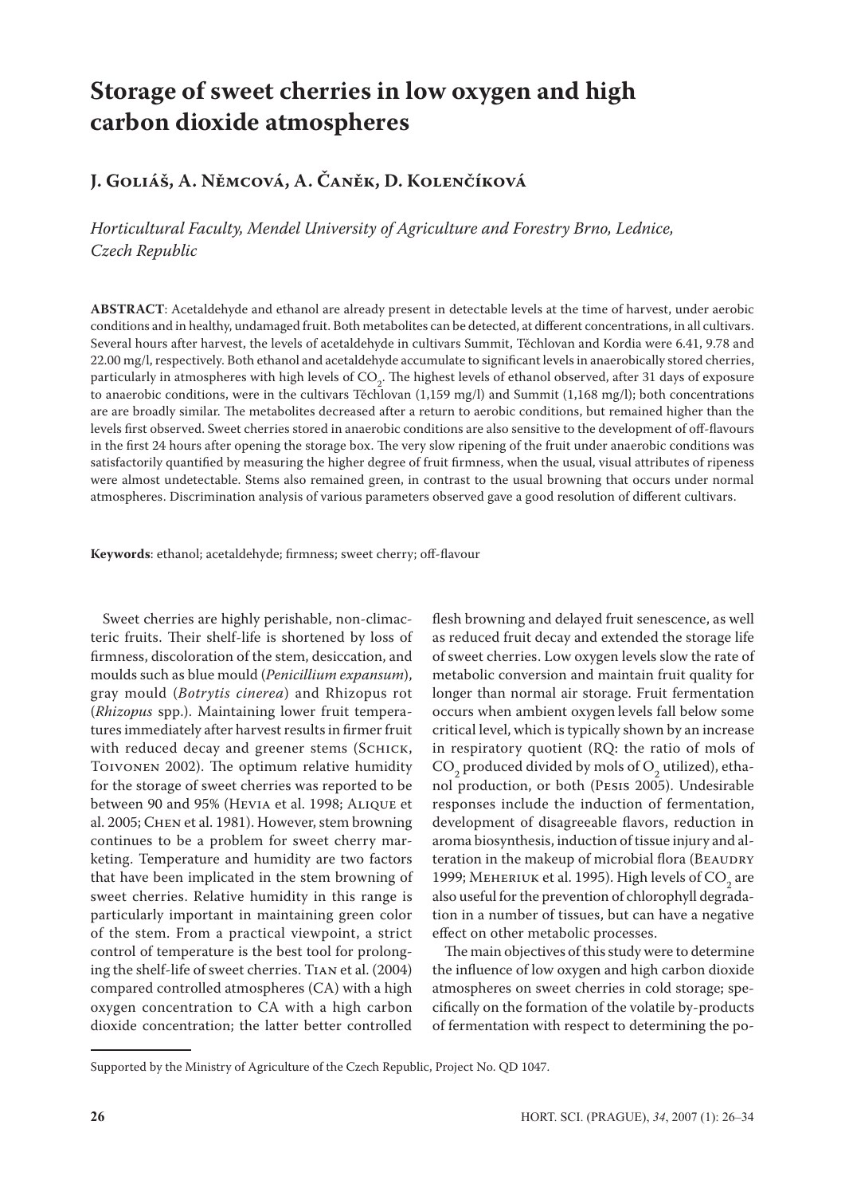# Storage of sweet cherries in low oxygen and high carbon dioxide atmospheres

## J. Goliáš, A. Němcová, A. Čaněk, D. Kolenčíková

*Horticultural Faculty, Mendel University of Agriculture and Forestry Brno, Lednice, Czech Republic*

**ABSTRACT**: Acetaldehyde and ethanol are already present in detectable levels at the time of harvest, under aerobic conditions and in healthy, undamaged fruit. Both metabolites can be detected, at different concentrations, in all cultivars. Several hours after harvest, the levels of acetaldehyde in cultivars Summit, Těchlovan and Kordia were 6.41, 9.78 and 22.00 mg/l, respectively. Both ethanol and acetaldehyde accumulate to significant levels in anaerobically stored cherries, particularly in atmospheres with high levels of $CO_2$. The highest levels of ethanol observed, after 31 days of exposure to anaerobic conditions, were in the cultivars Těchlovan (1,159 mg/l) and Summit (1,168 mg/l); both concentrations are are broadly similar. The metabolites decreased after a return to aerobic conditions, but remained higher than the levels first observed. Sweet cherries stored in anaerobic conditions are also sensitive to the development of off-flavours in the first 24 hours after opening the storage box. The very slow ripening of the fruit under anaerobic conditions was satisfactorily quantified by measuring the higher degree of fruit firmness, when the usual, visual attributes of ripeness were almost undetectable. Stems also remained green, in contrast to the usual browning that occurs under normal atmospheres. Discrimination analysis of various parameters observed gave a good resolution of different cultivars.

**Keywords**: ethanol; acetaldehyde; firmness; sweet cherry; off-flavour

Sweet cherries are highly perishable, non-climacteric fruits. Their shelf-life is shortened by loss of firmness, discoloration of the stem, desiccation, and moulds such as blue mould (*Penicillium expansum*), gray mould (*Botrytis cinerea*) and Rhizopus rot (*Rhizopus* spp.). Maintaining lower fruit temperatures immediately after harvest results in firmer fruit with reduced decay and greener stems (Schick, Toivonen 2002). The optimum relative humidity for the storage of sweet cherries was reported to be between 90 and 95% (Hevia et al. 1998; Alique et al. 2005; Chen et al. 1981). However, stem browning continues to be a problem for sweet cherry marketing. Temperature and humidity are two factors that have been implicated in the stem browning of sweet cherries. Relative humidity in this range is particularly important in maintaining green color of the stem. From a practical viewpoint, a strict control of temperature is the best tool for prolonging the shelf-life of sweet cherries. Tian et al. (2004) compared controlled atmospheres (CA) with a high oxygen concentration to CA with a high carbon dioxide concentration; the latter better controlled flesh browning and delayed fruit senescence, as well as reduced fruit decay and extended the storage life of sweet cherries. Low oxygen levels slow the rate of metabolic conversion and maintain fruit quality for longer than normal air storage. Fruit fermentation occurs when ambient oxygen levels fall below some critical level, which is typically shown by an increase in respiratory quotient (RQ: the ratio of mols of $CO_2$ produced divided by mols of $O_2$ utilized), ethanol production, or both (Pesis 2005). Undesirable responses include the induction of fermentation, development of disagreeable flavors, reduction in aroma biosynthesis, induction of tissue injury and alteration in the makeup of microbial flora (Beaudry 1999; Meheriuk et al. 1995). High levels of $CO_2$ are also useful for the prevention of chlorophyll degradation in a number of tissues, but can have a negative effect on other metabolic processes.

The main objectives of this study were to determine the influence of low oxygen and high carbon dioxide atmospheres on sweet cherries in cold storage; specifically on the formation of the volatile by-products of fermentation with respect to determining the po-

Supported by the Ministry of Agriculture of the Czech Republic, Project No. QD 1047.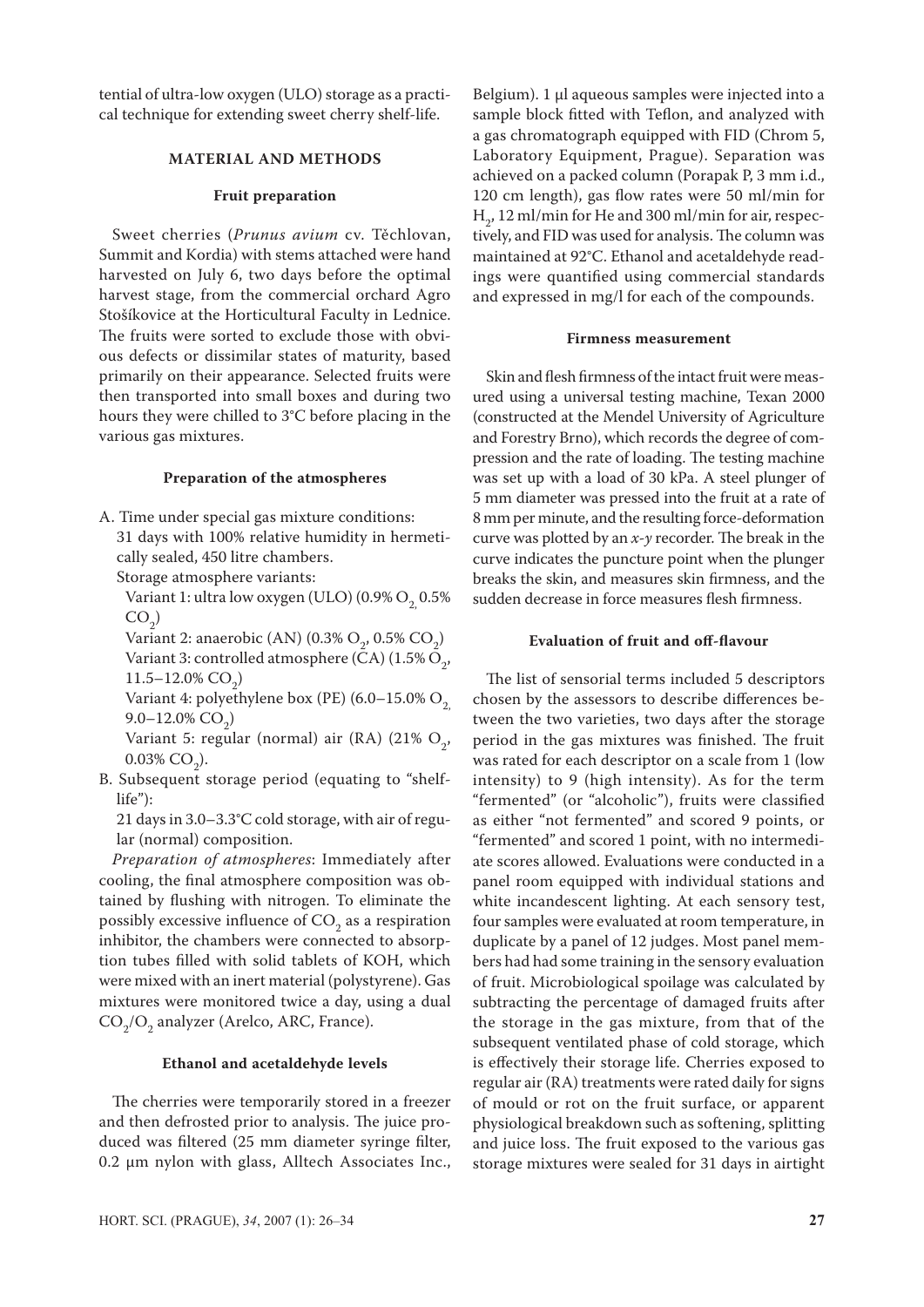tential of ultra-low oxygen (ULO) storage as a practical technique for extending sweet cherry shelf-life.

## MATERIAL AND METHODS

### Fruit preparation

Sweet cherries (*Prunus avium* cv. Těchlovan, Summit and Kordia) with stems attached were hand harvested on July 6, two days before the optimal harvest stage, from the commercial orchard Agro Stošíkovice at the Horticultural Faculty in Lednice. The fruits were sorted to exclude those with obvious defects or dissimilar states of maturity, based primarily on their appearance. Selected fruits were then transported into small boxes and during two hours they were chilled to 3°C before placing in the various gas mixtures.

### Preparation of the atmospheres

A. Time under special gas mixture conditions:
31 days with 100% relative humidity in hermetically sealed, 450 litre chambers.
Storage atmosphere variants:
Variant 1: ultra low oxygen (ULO) (0.9% $O_2$, 0.5% $CO_2$)
Variant 2: anaerobic (AN) (0.3% $O_2$, 0.5% $CO_2$)
Variant 3: controlled atmosphere (CA) (1.5% $O_2$, 11.5–12.0% $CO_2$)
Variant 4: polyethylene box (PE) (6.0–15.0% $O_2$, 9.0–12.0% $CO_2$)
Variant 5: regular (normal) air (RA) (21% $O_2$, 0.03% $CO_2$).

B. Subsequent storage period (equating to "shelf-life"):
21 days in 3.0–3.3°C cold storage, with air of regular (normal) composition.

*Preparation of atmospheres*: Immediately after cooling, the final atmosphere composition was obtained by flushing with nitrogen. To eliminate the possibly excessive influence of $CO_2$ as a respiration inhibitor, the chambers were connected to absorption tubes filled with solid tablets of KOH, which were mixed with an inert material (polystyrene). Gas mixtures were monitored twice a day, using a dual $CO_2$/$O_2$ analyzer (Arelco, ARC, France).

### Ethanol and acetaldehyde levels

The cherries were temporarily stored in a freezer and then defrosted prior to analysis. The juice produced was filtered (25 mm diameter syringe filter, 0.2 μm nylon with glass, Alltech Associates Inc., Belgium). 1 μl aqueous samples were injected into a sample block fitted with Teflon, and analyzed with a gas chromatograph equipped with FID (Chrom 5, Laboratory Equipment, Prague). Separation was achieved on a packed column (Porapak P, 3 mm i.d., 120 cm length), gas flow rates were 50 ml/min for $H_2$, 12 ml/min for He and 300 ml/min for air, respectively, and FID was used for analysis. The column was maintained at 92°C. Ethanol and acetaldehyde readings were quantified using commercial standards and expressed in mg/l for each of the compounds.

### Firmness measurement

Skin and flesh firmness of the intact fruit were measured using a universal testing machine, Texan 2000 (constructed at the Mendel University of Agriculture and Forestry Brno), which records the degree of compression and the rate of loading. The testing machine was set up with a load of 30 kPa. A steel plunger of 5 mm diameter was pressed into the fruit at a rate of 8 mm per minute, and the resulting force-deformation curve was plotted by an *x-y* recorder. The break in the curve indicates the puncture point when the plunger breaks the skin, and measures skin firmness, and the sudden decrease in force measures flesh firmness.

### Evaluation of fruit and off-flavour

The list of sensorial terms included 5 descriptors chosen by the assessors to describe differences between the two varieties, two days after the storage period in the gas mixtures was finished. The fruit was rated for each descriptor on a scale from 1 (low intensity) to 9 (high intensity). As for the term "fermented" (or "alcoholic"), fruits were classified as either "not fermented" and scored 9 points, or "fermented" and scored 1 point, with no intermediate scores allowed. Evaluations were conducted in a panel room equipped with individual stations and white incandescent lighting. At each sensory test, four samples were evaluated at room temperature, in duplicate by a panel of 12 judges. Most panel members had had some training in the sensory evaluation of fruit. Microbiological spoilage was calculated by subtracting the percentage of damaged fruits after the storage in the gas mixture, from that of the subsequent ventilated phase of cold storage, which is effectively their storage life. Cherries exposed to regular air (RA) treatments were rated daily for signs of mould or rot on the fruit surface, or apparent physiological breakdown such as softening, splitting and juice loss. The fruit exposed to the various gas storage mixtures were sealed for 31 days in airtight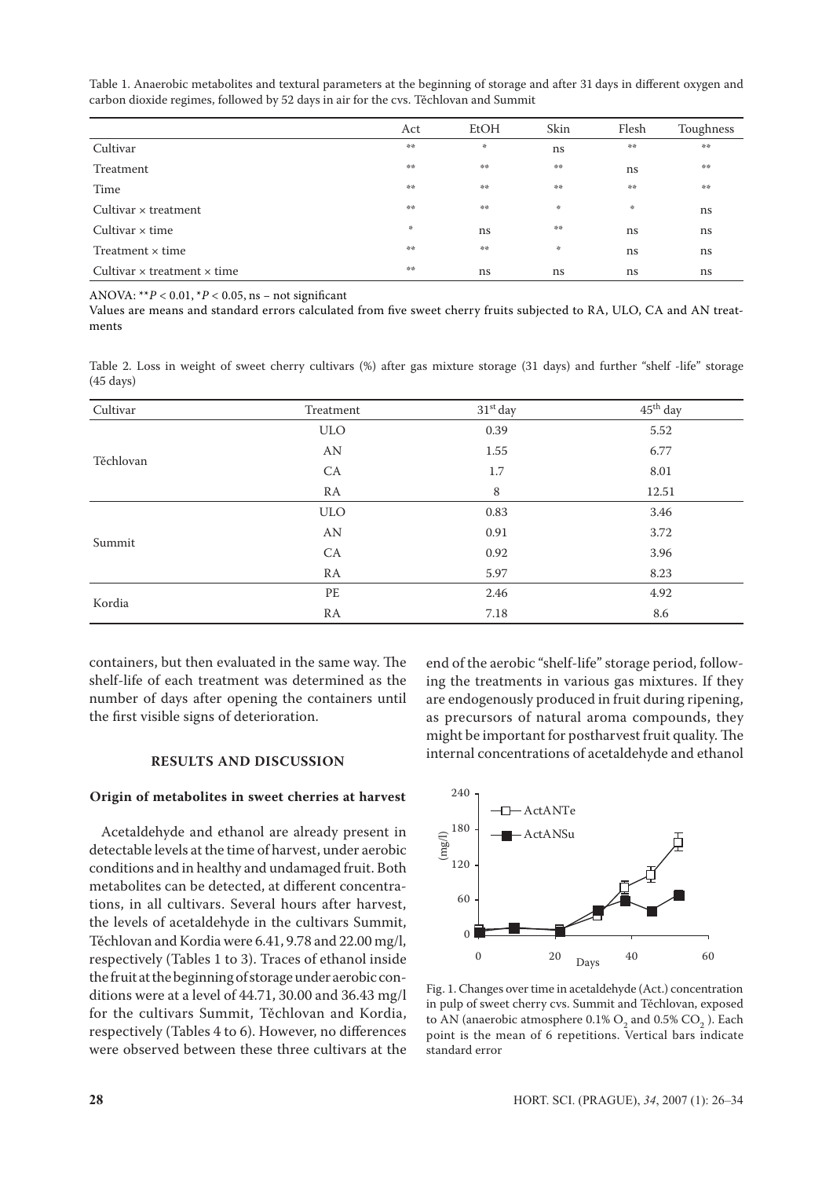Table 1. Anaerobic metabolites and textural parameters at the beginning of storage and after 31 days in different oxygen and carbon dioxide regimes, followed by 52 days in air for the cvs. Těchlovan and Summit

| | Act | EtOH | Skin | Flesh | Toughness |
|---|---|---|---|---|---|
| Cultivar | ** | * | ns | ** | ** |
| Treatment | ** | ** | ** | ns | ** |
| Time | ** | ** | ** | ** | ** |
| Cultivar × treatment | ** | ** | * | * | ns |
| Cultivar × time | * | ns | ** | ns | ns |
| Treatment × time | ** | ** | * | ns | ns |
| Cultivar × treatment × time | ** | ns | ns | ns | ns |

ANOVA: $^{**}P < 0.01$, $^{*}P < 0.05$, ns – not significant

Values are means and standard errors calculated from five sweet cherry fruits subjected to RA, ULO, CA and AN treatments

Table 2. Loss in weight of sweet cherry cultivars (%) after gas mixture storage (31 days) and further "shelf -life" storage (45 days)

| Cultivar | Treatment | 31st day | 45th day |
|---|---|---|---|
| Těchlovan | ULO | 0.39 | 5.52 |
| | AN | 1.55 | 6.77 |
| | CA | 1.7 | 8.01 |
| | RA | 8 | 12.51 |
| Summit | ULO | 0.83 | 3.46 |
| | AN | 0.91 | 3.72 |
| | CA | 0.92 | 3.96 |
| | RA | 5.97 | 8.23 |
| Kordia | PE | 2.46 | 4.92 |
| | RA | 7.18 | 8.6 |

containers, but then evaluated in the same way. The shelf-life of each treatment was determined as the number of days after opening the containers until the first visible signs of deterioration.

## RESULTS AND DISCUSSION

### Origin of metabolites in sweet cherries at harvest

Acetaldehyde and ethanol are already present in detectable levels at the time of harvest, under aerobic conditions and in healthy and undamaged fruit. Both metabolites can be detected, at different concentrations, in all cultivars. Several hours after harvest, the levels of acetaldehyde in the cultivars Summit, Těchlovan and Kordia were 6.41, 9.78 and 22.00 mg/l, respectively (Tables 1 to 3). Traces of ethanol inside the fruit at the beginning of storage under aerobic conditions were at a level of 44.71, 30.00 and 36.43 mg/l for the cultivars Summit, Těchlovan and Kordia, respectively (Tables 4 to 6). However, no differences were observed between these three cultivars at the end of the aerobic "shelf-life" storage period, following the treatments in various gas mixtures. If they are endogenously produced in fruit during ripening, as precursors of natural aroma compounds, they might be important for postharvest fruit quality. The internal concentrations of acetaldehyde and ethanol

Fig. 1. Changes over time in acetaldehyde (Act.) concentration in pulp of sweet cherry cvs. Summit and Těchlovan, exposed to AN (anaerobic atmosphere 0.1% $O_2$ and 0.5% $CO_2$ ). Each point is the mean of 6 repetitions. Vertical bars indicate standard error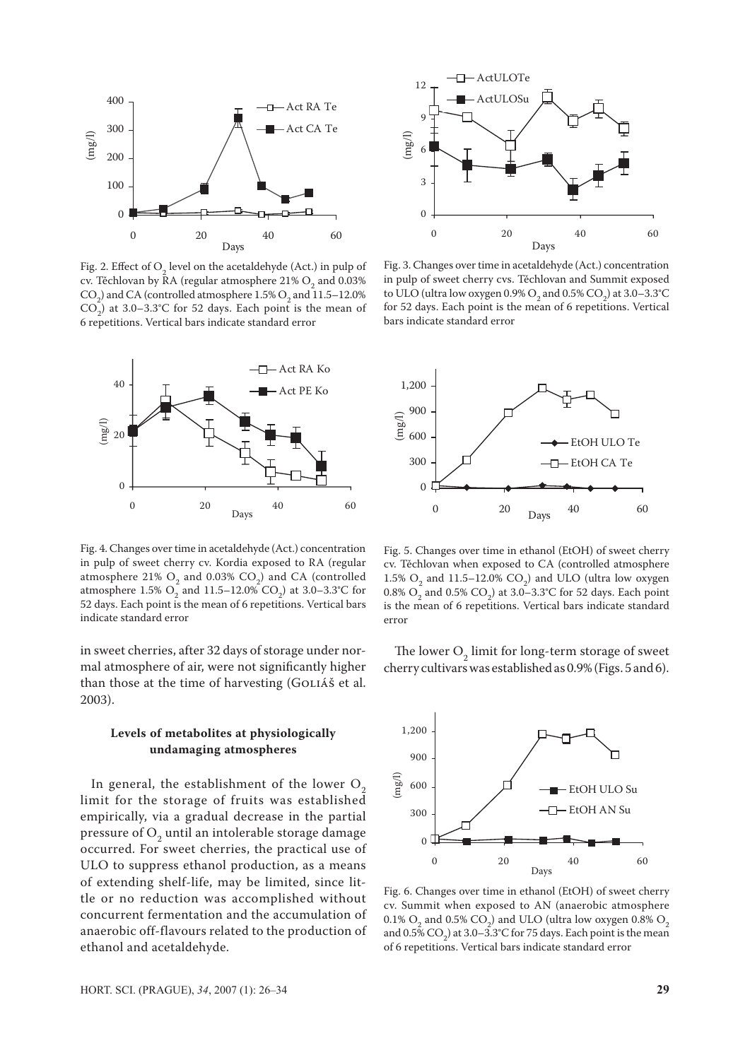Fig. 2. Effect of $O_2$ level on the acetaldehyde (Act.) in pulp of cv. Těchlovan by RA (regular atmosphere 21% $O_2$ and 0.03% $CO_2$) and CA (controlled atmosphere 1.5% $O_2$ and 11.5–12.0% $CO_2$) at 3.0–3.3°C for 52 days. Each point is the mean of 6 repetitions. Vertical bars indicate standard error

Fig. 3. Changes over time in acetaldehyde (Act.) concentration in pulp of sweet cherry cvs. Těchlovan and Summit exposed to ULO (ultra low oxygen 0.9% $O_2$ and 0.5% $CO_2$) at 3.0–3.3°C for 52 days. Each point is the mean of 6 repetitions. Vertical bars indicate standard error

Fig. 4. Changes over time in acetaldehyde (Act.) concentration in pulp of sweet cherry cv. Kordia exposed to RA (regular atmosphere 21% $O_2$ and 0.03% $CO_2$) and CA (controlled atmosphere 1.5% $O_2$ and 11.5–12.0% $CO_2$) at 3.0–3.3°C for 52 days. Each point is the mean of 6 repetitions. Vertical bars indicate standard error

Fig. 5. Changes over time in ethanol (EtOH) of sweet cherry cv. Těchlovan when exposed to CA (controlled atmosphere 1.5% $O_2$ and 11.5–12.0% $CO_2$) and ULO (ultra low oxygen 0.8% $O_2$ and 0.5% $CO_2$) at 3.0–3.3°C for 52 days. Each point is the mean of 6 repetitions. Vertical bars indicate standard error

in sweet cherries, after 32 days of storage under normal atmosphere of air, were not significantly higher than those at the time of harvesting (Goliáš et al. 2003).

### Levels of metabolites at physiologically undamaging atmospheres

In general, the establishment of the lower $O_2$ limit for the storage of fruits was established empirically, via a gradual decrease in the partial pressure of $O_2$ until an intolerable storage damage occurred. For sweet cherries, the practical use of ULO to suppress ethanol production, as a means of extending shelf-life, may be limited, since little or no reduction was accomplished without concurrent fermentation and the accumulation of anaerobic off-flavours related to the production of ethanol and acetaldehyde.

The lower $O_2$ limit for long-term storage of sweet cherry cultivars was established as 0.9% (Figs. 5 and 6).

Fig. 6. Changes over time in ethanol (EtOH) of sweet cherry cv. Summit when exposed to AN (anaerobic atmosphere 0.1% $O_2$ and 0.5% $CO_2$) and ULO (ultra low oxygen 0.8% $O_2$ and 0.5% $CO_2$) at 3.0–3.3°C for 75 days. Each point is the mean of 6 repetitions. Vertical bars indicate standard error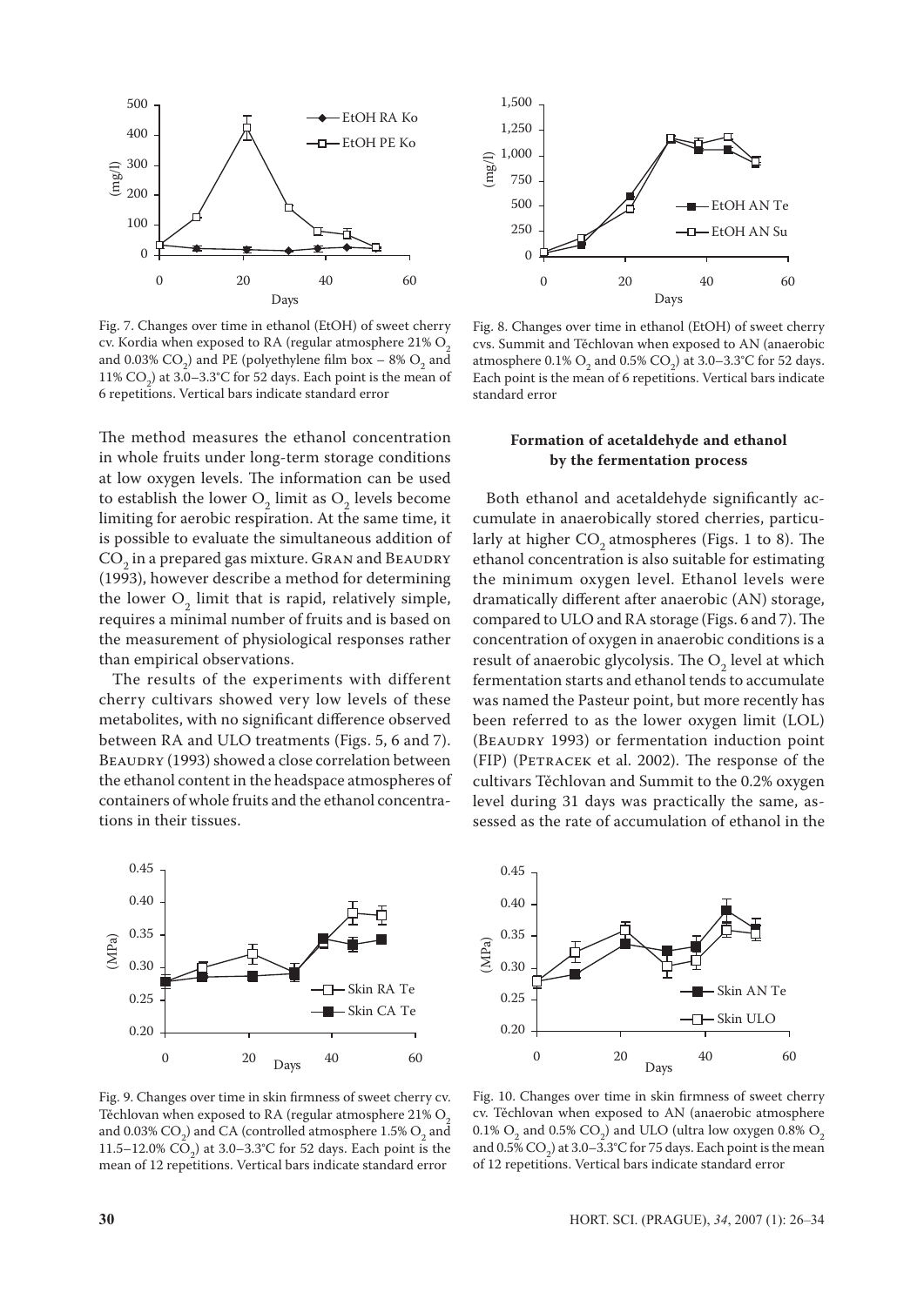Fig. 7. Changes over time in ethanol (EtOH) of sweet cherry cv. Kordia when exposed to RA (regular atmosphere 21% $O_2$ and 0.03% $CO_2$) and PE (polyethylene film box – 8% $O_2$ and 11% $CO_2$) at 3.0–3.3°C for 52 days. Each point is the mean of 6 repetitions. Vertical bars indicate standard error

Fig. 8. Changes over time in ethanol (EtOH) of sweet cherry cvs. Summit and Těchlovan when exposed to AN (anaerobic atmosphere 0.1% $O_2$ and 0.5% $CO_2$) at 3.0–3.3°C for 52 days. Each point is the mean of 6 repetitions. Vertical bars indicate standard error

The method measures the ethanol concentration in whole fruits under long-term storage conditions at low oxygen levels. The information can be used to establish the lower $O_2$ limit as $O_2$ levels become limiting for aerobic respiration. At the same time, it is possible to evaluate the simultaneous addition of $CO_2$ in a prepared gas mixture. Gran and Beaudry (1993), however describe a method for determining the lower $O_2$ limit that is rapid, relatively simple, requires a minimal number of fruits and is based on the measurement of physiological responses rather than empirical observations.

The results of the experiments with different cherry cultivars showed very low levels of these metabolites, with no significant difference observed between RA and ULO treatments (Figs. 5, 6 and 7). Beaudry (1993) showed a close correlation between the ethanol content in the headspace atmospheres of containers of whole fruits and the ethanol concentrations in their tissues.

### Formation of acetaldehyde and ethanol by the fermentation process

Both ethanol and acetaldehyde significantly accumulate in anaerobically stored cherries, particularly at higher $CO_2$ atmospheres (Figs. 1 to 8). The ethanol concentration is also suitable for estimating the minimum oxygen level. Ethanol levels were dramatically different after anaerobic (AN) storage, compared to ULO and RA storage (Figs. 6 and 7). The concentration of oxygen in anaerobic conditions is a result of anaerobic glycolysis. The $O_2$ level at which fermentation starts and ethanol tends to accumulate was named the Pasteur point, but more recently has been referred to as the lower oxygen limit (LOL) (Beaudry 1993) or fermentation induction point (FIP) (Petracek et al. 2002). The response of the cultivars Těchlovan and Summit to the 0.2% oxygen level during 31 days was practically the same, assessed as the rate of accumulation of ethanol in the

Fig. 9. Changes over time in skin firmness of sweet cherry cv. Těchlovan when exposed to RA (regular atmosphere 21% $O_2$ and 0.03% $CO_2$) and CA (controlled atmosphere 1.5% $O_2$ and 11.5–12.0% $CO_2$) at 3.0–3.3°C for 52 days. Each point is the mean of 12 repetitions. Vertical bars indicate standard error

Fig. 10. Changes over time in skin firmness of sweet cherry cv. Těchlovan when exposed to AN (anaerobic atmosphere 0.1% $O_2$ and 0.5% $CO_2$) and ULO (ultra low oxygen 0.8% $O_2$ and 0.5% $CO_2$) at 3.0–3.3°C for 75 days. Each point is the mean of 12 repetitions. Vertical bars indicate standard error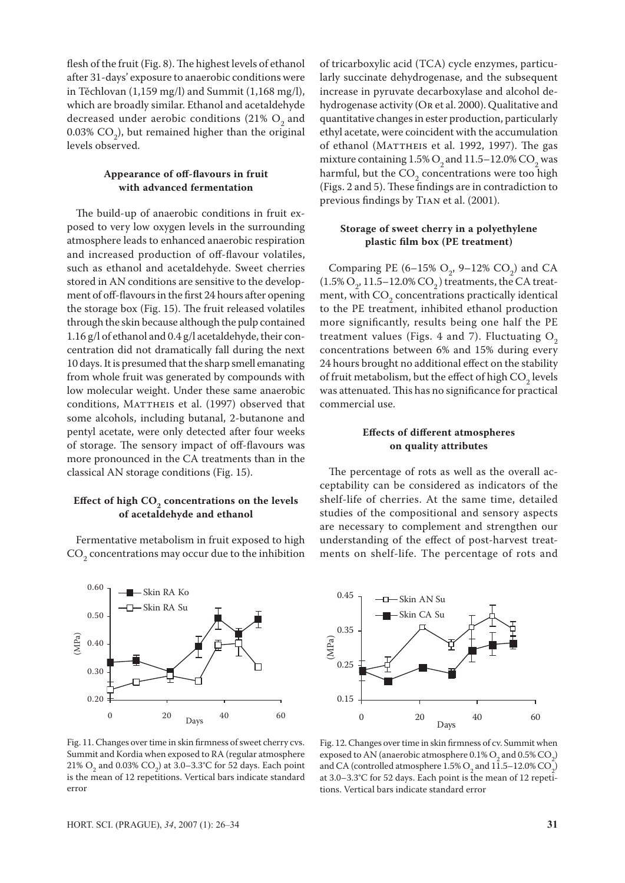flesh of the fruit (Fig. 8). The highest levels of ethanol after 31-days' exposure to anaerobic conditions were in Těchlovan (1,159 mg/l) and Summit (1,168 mg/l), which are broadly similar. Ethanol and acetaldehyde decreased under aerobic conditions (21% $O_2$ and 0.03% $CO_2$), but remained higher than the original levels observed.

### Appearance of off-flavours in fruit with advanced fermentation

The build-up of anaerobic conditions in fruit exposed to very low oxygen levels in the surrounding atmosphere leads to enhanced anaerobic respiration and increased production of off-flavour volatiles, such as ethanol and acetaldehyde. Sweet cherries stored in AN conditions are sensitive to the development of off-flavours in the first 24 hours after opening the storage box (Fig. 15). The fruit released volatiles through the skin because although the pulp contained 1.16 g/l of ethanol and 0.4 g/l acetaldehyde, their concentration did not dramatically fall during the next 10 days. It is presumed that the sharp smell emanating from whole fruit was generated by compounds with low molecular weight. Under these same anaerobic conditions, Mattheis et al. (1997) observed that some alcohols, including butanal, 2-butanone and pentyl acetate, were only detected after four weeks of storage. The sensory impact of off-flavours was more pronounced in the CA treatments than in the classical AN storage conditions (Fig. 15).

### Effect of high $CO_2$ concentrations on the levels of acetaldehyde and ethanol

Fermentative metabolism in fruit exposed to high $CO_2$ concentrations may occur due to the inhibition of tricarboxylic acid (TCA) cycle enzymes, particularly succinate dehydrogenase, and the subsequent increase in pyruvate decarboxylase and alcohol dehydrogenase activity (Or et al. 2000). Qualitative and quantitative changes in ester production, particularly ethyl acetate, were coincident with the accumulation of ethanol (Mattheis et al. 1992, 1997). The gas mixture containing 1.5% $O_2$ and 11.5–12.0% $CO_2$ was harmful, but the $CO_2$ concentrations were too high (Figs. 2 and 5). These findings are in contradiction to previous findings by Tian et al. (2001).

### Storage of sweet cherry in a polyethylene plastic film box (PE treatment)

Comparing PE (6–15% $O_2$, 9–12% $CO_2$) and CA (1.5% $O_2$, 11.5–12.0% $CO_2$) treatments, the CA treatment, with $CO_2$ concentrations practically identical to the PE treatment, inhibited ethanol production more significantly, results being one half the PE treatment values (Figs. 4 and 7). Fluctuating $O_2$ concentrations between 6% and 15% during every 24 hours brought no additional effect on the stability of fruit metabolism, but the effect of high $CO_2$ levels was attenuated. This has no significance for practical commercial use.

### Effects of different atmospheres on quality attributes

The percentage of rots as well as the overall acceptability can be considered as indicators of the shelf-life of cherries. At the same time, detailed studies of the compositional and sensory aspects are necessary to complement and strengthen our understanding of the effect of post-harvest treatments on shelf-life. The percentage of rots and

Fig. 11. Changes over time in skin firmness of sweet cherry cvs. Summit and Kordia when exposed to RA (regular atmosphere 21% $O_2$ and 0.03% $CO_2$) at 3.0–3.3°C for 52 days. Each point is the mean of 12 repetitions. Vertical bars indicate standard error

Fig. 12. Changes over time in skin firmness of cv. Summit when exposed to AN (anaerobic atmosphere 0.1% $O_2$ and 0.5% $CO_2$) and CA (controlled atmosphere 1.5% $O_2$ and 11.5–12.0% $CO_2$) at 3.0–3.3°C for 52 days. Each point is the mean of 12 repetitions. Vertical bars indicate standard error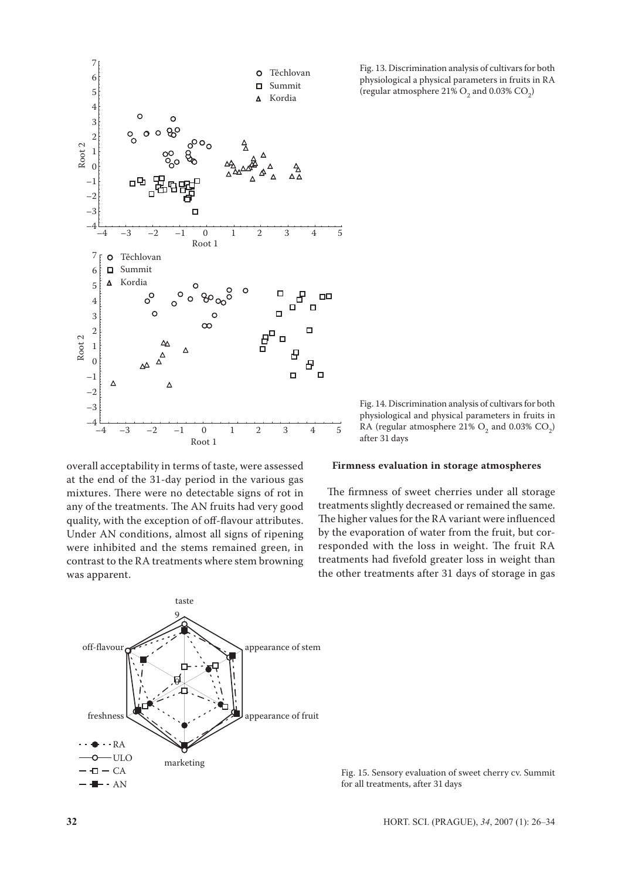Fig. 13. Discrimination analysis of cultivars for both physiological a physical parameters in fruits in RA (regular atmosphere 21% $O_2$ and 0.03% $CO_2$)

Fig. 14. Discrimination analysis of cultivars for both physiological and physical parameters in fruits in RA (regular atmosphere 21% $O_2$ and 0.03% $CO_2$) after 31 days

overall acceptability in terms of taste, were assessed at the end of the 31-day period in the various gas mixtures. There were no detectable signs of rot in any of the treatments. The AN fruits had very good quality, with the exception of off-flavour attributes. Under AN conditions, almost all signs of ripening were inhibited and the stems remained green, in contrast to the RA treatments where stem browning was apparent.

**Firmness evaluation in storage atmospheres**

The firmness of sweet cherries under all storage treatments slightly decreased or remained the same. The higher values for the RA variant were influenced by the evaporation of water from the fruit, but corresponded with the loss in weight. The fruit RA treatments had fivefold greater loss in weight than the other treatments after 31 days of storage in gas

Fig. 15. Sensory evaluation of sweet cherry cv. Summit for all treatments, after 31 days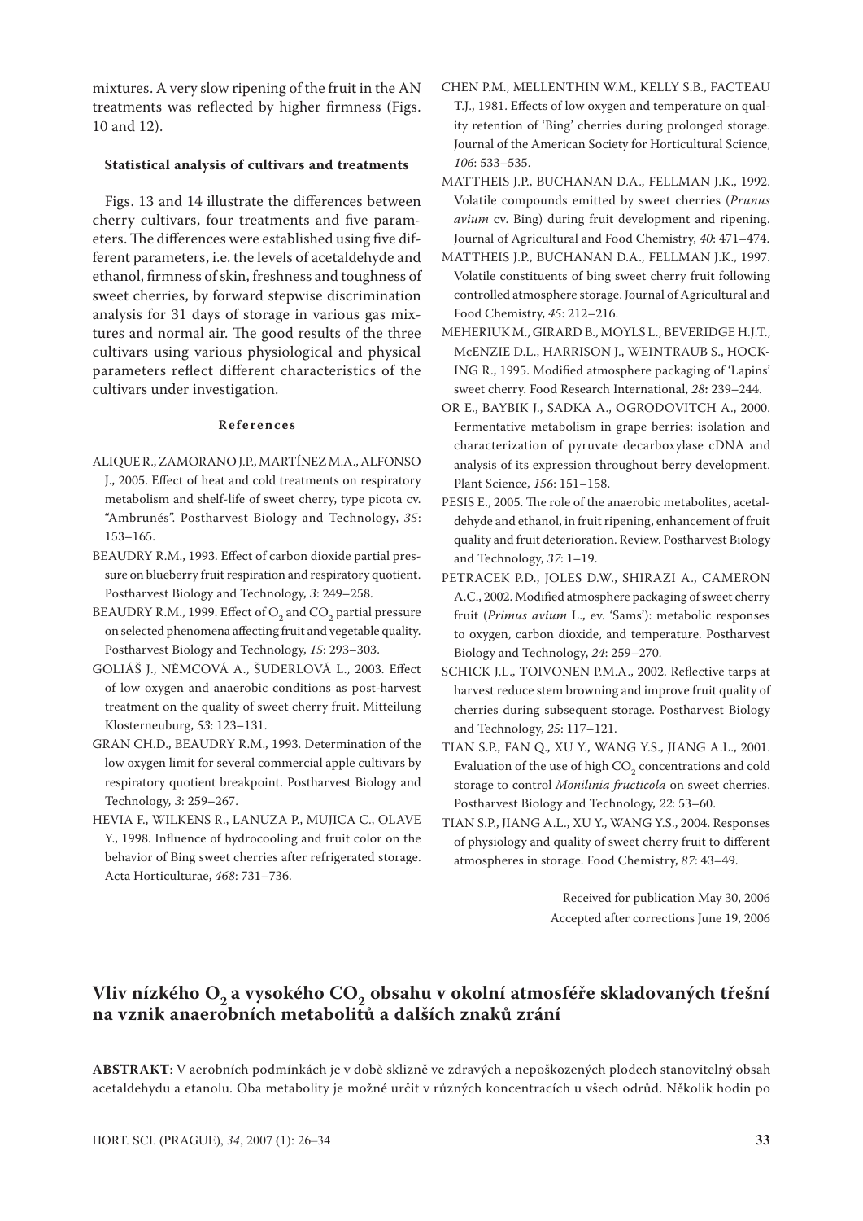mixtures. A very slow ripening of the fruit in the AN treatments was reflected by higher firmness (Figs. 10 and 12).

**Statistical analysis of cultivars and treatments**

Figs. 13 and 14 illustrate the differences between cherry cultivars, four treatments and five parameters. The differences were established using five different parameters, i.e. the levels of acetaldehyde and ethanol, firmness of skin, freshness and toughness of sweet cherries, by forward stepwise discrimination analysis for 31 days of storage in various gas mixtures and normal air. The good results of the three cultivars using various physiological and physical parameters reflect different characteristics of the cultivars under investigation.

## References

ALIQUE R., ZAMORANO J.P., MARTÍNEZ M.A., ALFONSO J., 2005. Effect of heat and cold treatments on respiratory metabolism and shelf-life of sweet cherry, type picota cv. "Ambrunés". Postharvest Biology and Technology, *35*: 153–165.

BEAUDRY R.M., 1993. Effect of carbon dioxide partial pressure on blueberry fruit respiration and respiratory quotient. Postharvest Biology and Technology, *3*: 249–258.

BEAUDRY R.M., 1999. Effect of $O_2$ and $CO_2$ partial pressure on selected phenomena affecting fruit and vegetable quality. Postharvest Biology and Technology, *15*: 293–303.

GOLIÁŠ J., NĚMCOVÁ A., ŠUDERLOVÁ L., 2003. Effect of low oxygen and anaerobic conditions as post-harvest treatment on the quality of sweet cherry fruit. Mitteilung Klosterneuburg, *53*: 123–131.

GRAN CH.D., BEAUDRY R.M., 1993. Determination of the low oxygen limit for several commercial apple cultivars by respiratory quotient breakpoint. Postharvest Biology and Technology, *3*: 259–267.

HEVIA F., WILKENS R., LANUZA P., MUJICA C., OLAVE Y., 1998. Influence of hydrocooling and fruit color on the behavior of Bing sweet cherries after refrigerated storage. Acta Horticulturae, *468*: 731–736.

CHEN P.M., MELLENTHIN W.M., KELLY S.B., FACTEAU T.J., 1981. Effects of low oxygen and temperature on quality retention of 'Bing' cherries during prolonged storage. Journal of the American Society for Horticultural Science, *106*: 533–535.

MATTHEIS J.P., BUCHANAN D.A., FELLMAN J.K., 1992. Volatile compounds emitted by sweet cherries (*Prunus avium* cv. Bing) during fruit development and ripening. Journal of Agricultural and Food Chemistry, *40*: 471–474.

MATTHEIS J.P., BUCHANAN D.A., FELLMAN J.K., 1997. Volatile constituents of bing sweet cherry fruit following controlled atmosphere storage. Journal of Agricultural and Food Chemistry, *45*: 212–216.

MEHERIUK M., GIRARD B., MOYLS L., BEVERIDGE H.J.T., McENZIE D.L., HARRISON J., WEINTRAUB S., HOCKING R., 1995. Modified atmosphere packaging of 'Lapins' sweet cherry. Food Research International, *28*: 239–244.

OR E., BAYBIK J., SADKA A., OGRODOVITCH A., 2000. Fermentative metabolism in grape berries: isolation and characterization of pyruvate decarboxylase cDNA and analysis of its expression throughout berry development. Plant Science, *156*: 151–158.

PESIS E., 2005. The role of the anaerobic metabolites, acetaldehyde and ethanol, in fruit ripening, enhancement of fruit quality and fruit deterioration. Review. Postharvest Biology and Technology, *37*: 1–19.

PETRACEK P.D., JOLES D.W., SHIRAZI A., CAMERON A.C., 2002. Modified atmosphere packaging of sweet cherry fruit (*Primus avium* L., cv. 'Sams'): metabolic responses to oxygen, carbon dioxide, and temperature. Postharvest Biology and Technology, *24*: 259–270.

SCHICK J.L., TOIVONEN P.M.A., 2002. Reflective tarps at harvest reduce stem browning and improve fruit quality of cherries during subsequent storage. Postharvest Biology and Technology, *25*: 117–121.

TIAN S.P., FAN Q., XU Y., WANG Y.S., JIANG A.L., 2001. Evaluation of the use of high $CO_2$ concentrations and cold storage to control *Monilinia fructicola* on sweet cherries. Postharvest Biology and Technology, *22*: 53–60.

TIAN S.P., JIANG A.L., XU Y., WANG Y.S., 2004. Responses of physiology and quality of sweet cherry fruit to different atmospheres in storage. Food Chemistry, *87*: 43–49.

Received for publication May 30, 2006
Accepted after corrections June 19, 2006

# Vliv nízkého $O_2$ a vysokého $CO_2$ obsahu v okolní atmosféře skladovaných třešní na vznik anaerobních metabolitů a dalších znaků zrání

**ABSTRAKT**: V aerobních podmínkách je v době sklizně ve zdravých a nepoškozených plodech stanovitelný obsah acetaldehydu a etanolu. Oba metabolity je možné určit v různých koncentracích u všech odrůd. Několik hodin po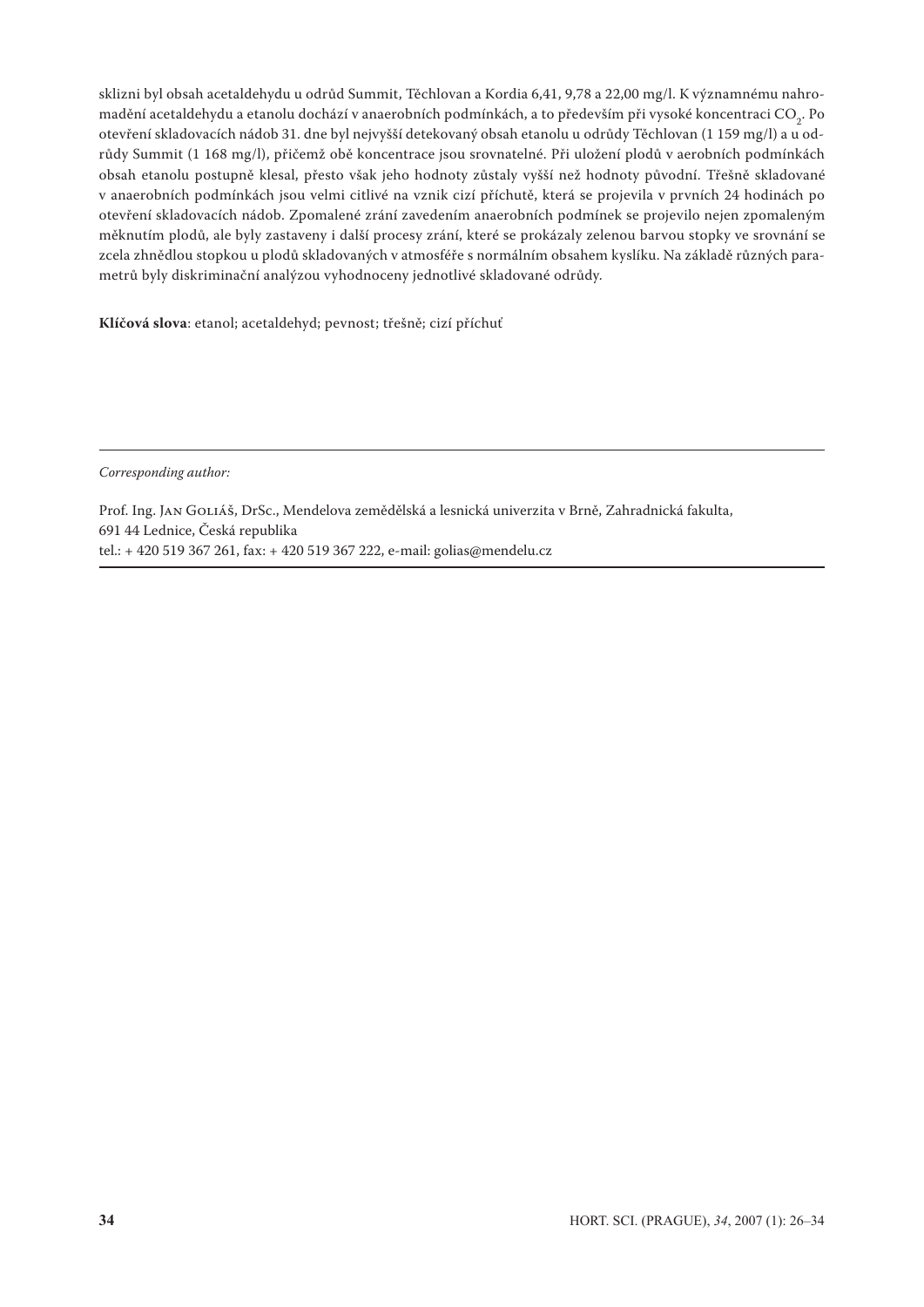sklizni byl obsah acetaldehydu u odrůd Summit, Těchlovan a Kordia 6,41, 9,78 a 22,00 mg/l. K významnému nahromadění acetaldehydu a etanolu dochází v anaerobních podmínkách, a to především při vysoké koncentraci $CO_2$. Po otevření skladovacích nádob 31. dne byl nejvyšší detekovaný obsah etanolu u odrůdy Těchlovan (1 159 mg/l) a u odrůdy Summit (1 168 mg/l), přičemž obě koncentrace jsou srovnatelné. Při uložení plodů v aerobních podmínkách obsah etanolu postupně klesal, přesto však jeho hodnoty zůstaly vyšší než hodnoty původní. Třešně skladované v anaerobních podmínkách jsou velmi citlivé na vznik cizí příchutě, která se projevila v prvních 24 hodinách po otevření skladovacích nádob. Zpomalené zrání zavedením anaerobních podmínek se projevilo nejen zpomaleným měknutím plodů, ale byly zastaveny i další procesy zrání, které se prokázaly zelenou barvou stopky ve srovnání se zcela zhnědlou stopkou u plodů skladovaných v atmosféře s normálním obsahem kyslíku. Na základě různých parametrů byly diskriminační analýzou vyhodnoceny jednotlivé skladované odrůdy.

**Klíčová slova**: etanol; acetaldehyd; pevnost; třešně; cizí příchuť

---

*Corresponding author:*

Prof. Ing. Jan Goliáš, DrSc., Mendelova zemědělská a lesnická univerzita v Brně, Zahradnická fakulta, 691 44 Lednice, Česká republika
tel.: + 420 519 367 261, fax: + 420 519 367 222, e-mail: golias@mendelu.cz